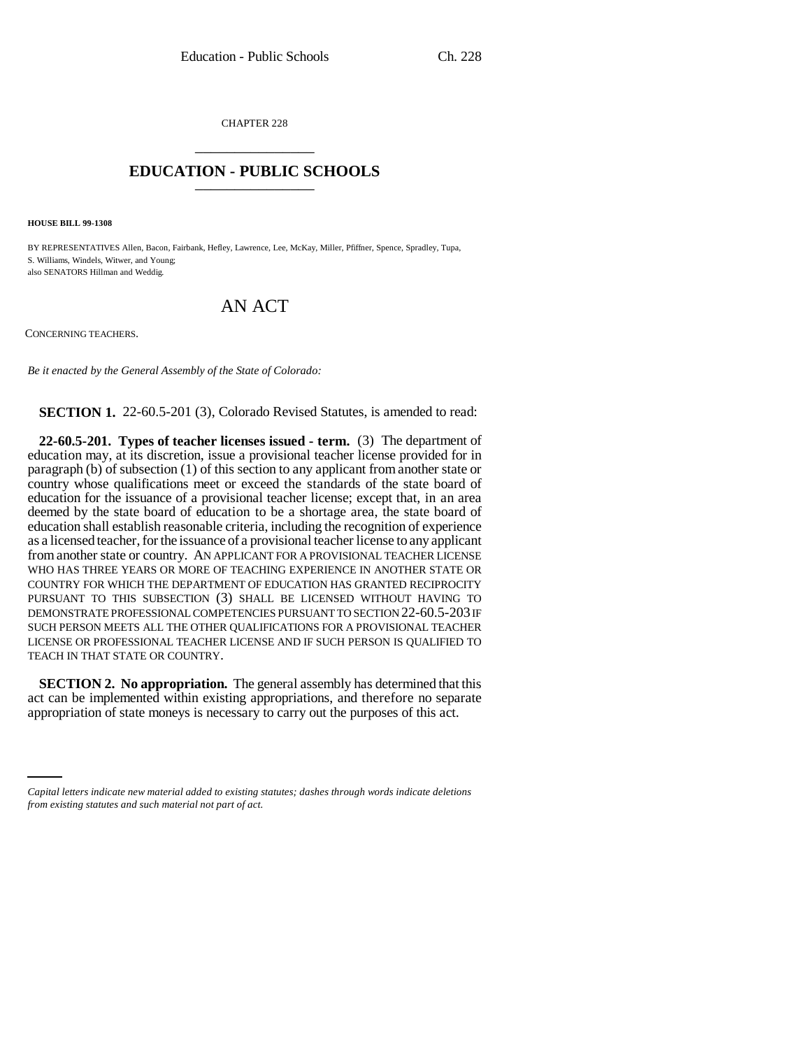CHAPTER 228

# EDUCATION - PUBLIC SCHOOLS

**HOUSE BILL 99-1308**

BY REPRESENTATIVES Allen, Bacon, Fairbank, Hefley, Lawrence, Lee, McKay, Miller, Pfiffner, Spence, Spradley, Tupa, S. Williams, Windels, Witwer, and Young;
also SENATORS Hillman and Weddig.

# AN ACT

CONCERNING TEACHERS.

*Be it enacted by the General Assembly of the State of Colorado:*

**SECTION 1.** 22-60.5-201 (3), Colorado Revised Statutes, is amended to read:

**22-60.5-201. Types of teacher licenses issued - term.** (3) The department of education may, at its discretion, issue a provisional teacher license provided for in paragraph (b) of subsection (1) of this section to any applicant from another state or country whose qualifications meet or exceed the standards of the state board of education for the issuance of a provisional teacher license; except that, in an area deemed by the state board of education to be a shortage area, the state board of education shall establish reasonable criteria, including the recognition of experience as a licensed teacher, for the issuance of a provisional teacher license to any applicant from another state or country. AN APPLICANT FOR A PROVISIONAL TEACHER LICENSE WHO HAS THREE YEARS OR MORE OF TEACHING EXPERIENCE IN ANOTHER STATE OR COUNTRY FOR WHICH THE DEPARTMENT OF EDUCATION HAS GRANTED RECIPROCITY PURSUANT TO THIS SUBSECTION (3) SHALL BE LICENSED WITHOUT HAVING TO DEMONSTRATE PROFESSIONAL COMPETENCIES PURSUANT TO SECTION 22-60.5-203 IF SUCH PERSON MEETS ALL THE OTHER QUALIFICATIONS FOR A PROVISIONAL TEACHER LICENSE OR PROFESSIONAL TEACHER LICENSE AND IF SUCH PERSON IS QUALIFIED TO TEACH IN THAT STATE OR COUNTRY.

**SECTION 2. No appropriation.** The general assembly has determined that this act can be implemented within existing appropriations, and therefore no separate appropriation of state moneys is necessary to carry out the purposes of this act.

*Capital letters indicate new material added to existing statutes; dashes through words indicate deletions from existing statutes and such material not part of act.*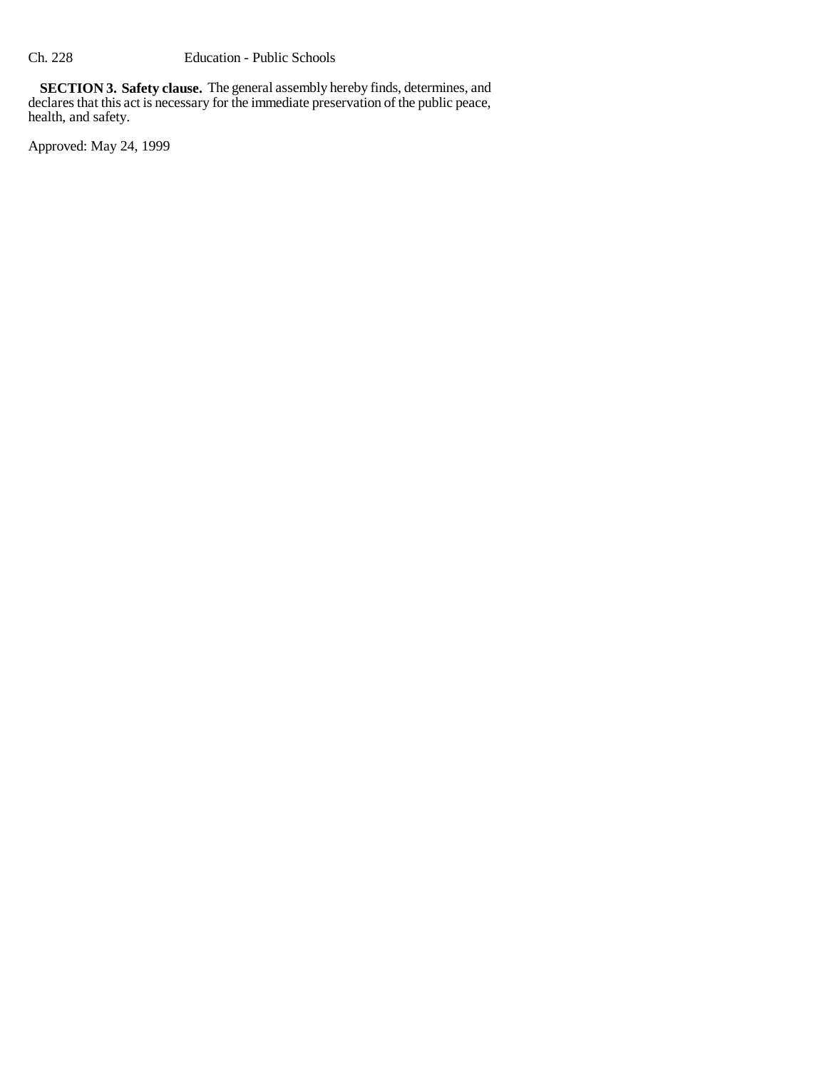**SECTION 3. Safety clause.** The general assembly hereby finds, determines, and declares that this act is necessary for the immediate preservation of the public peace, health, and safety.

Approved: May 24, 1999